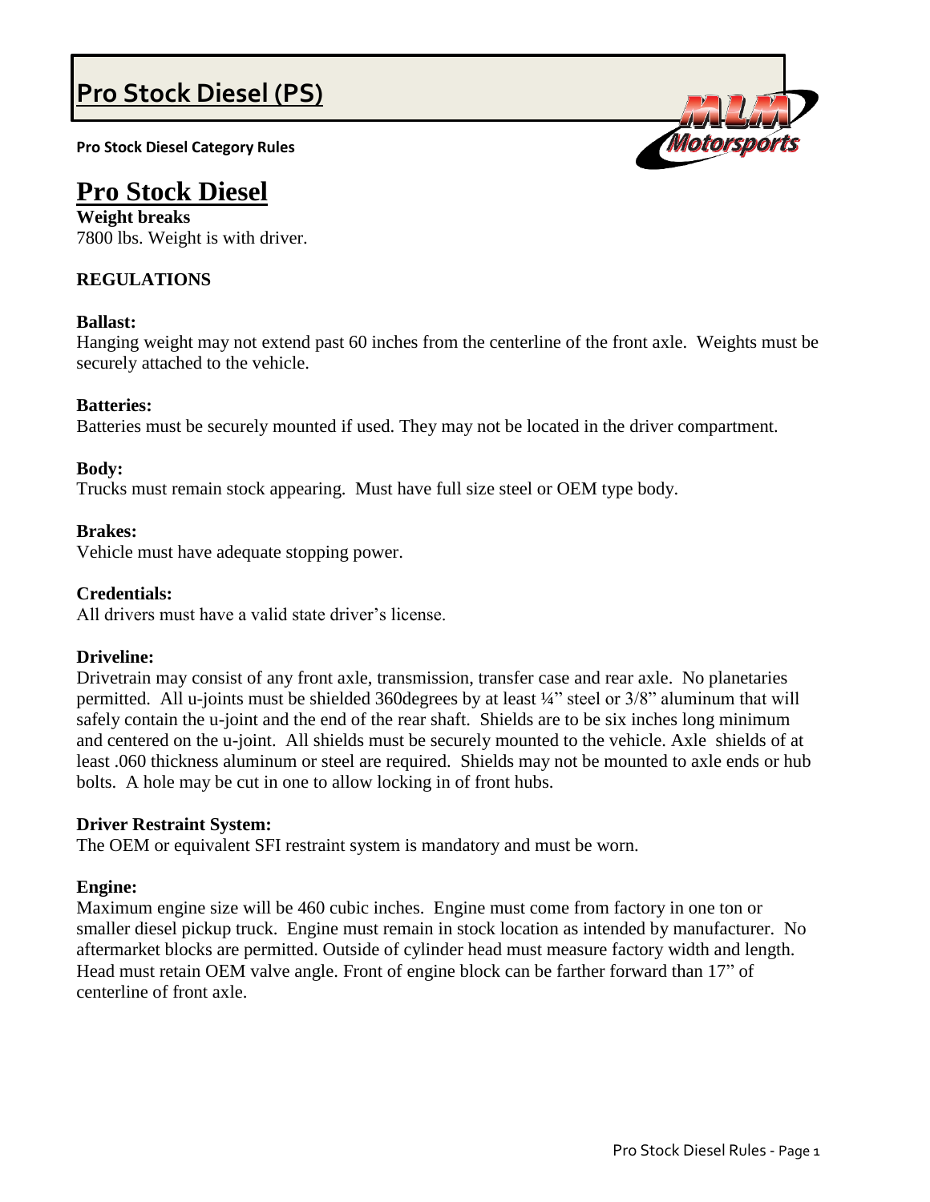# Pro Stock Diesel (PS)

**Pro Stock Diesel Category Rules**

# Pro Stock Diesel

**Weight breaks**

7800 lbs. Weight is with driver.

## REGULATIONS

**Ballast:**

Hanging weight may not extend past 60 inches from the centerline of the front axle. Weights must be securely attached to the vehicle.

**Batteries:**

Batteries must be securely mounted if used. They may not be located in the driver compartment.

**Body:**

Trucks must remain stock appearing. Must have full size steel or OEM type body.

**Brakes:**

Vehicle must have adequate stopping power.

**Credentials:**

All drivers must have a valid state driver's license.

**Driveline:**

Drivetrain may consist of any front axle, transmission, transfer case and rear axle. No planetaries permitted. All u-joints must be shielded 360degrees by at least ¼" steel or 3/8" aluminum that will safely contain the u-joint and the end of the rear shaft. Shields are to be six inches long minimum and centered on the u-joint. All shields must be securely mounted to the vehicle. Axle shields of at least .060 thickness aluminum or steel are required. Shields may not be mounted to axle ends or hub bolts. A hole may be cut in one to allow locking in of front hubs.

**Driver Restraint System:**

The OEM or equivalent SFI restraint system is mandatory and must be worn.

**Engine:**

Maximum engine size will be 460 cubic inches. Engine must come from factory in one ton or smaller diesel pickup truck. Engine must remain in stock location as intended by manufacturer. No aftermarket blocks are permitted. Outside of cylinder head must measure factory width and length. Head must retain OEM valve angle. Front of engine block can be farther forward than 17" of centerline of front axle.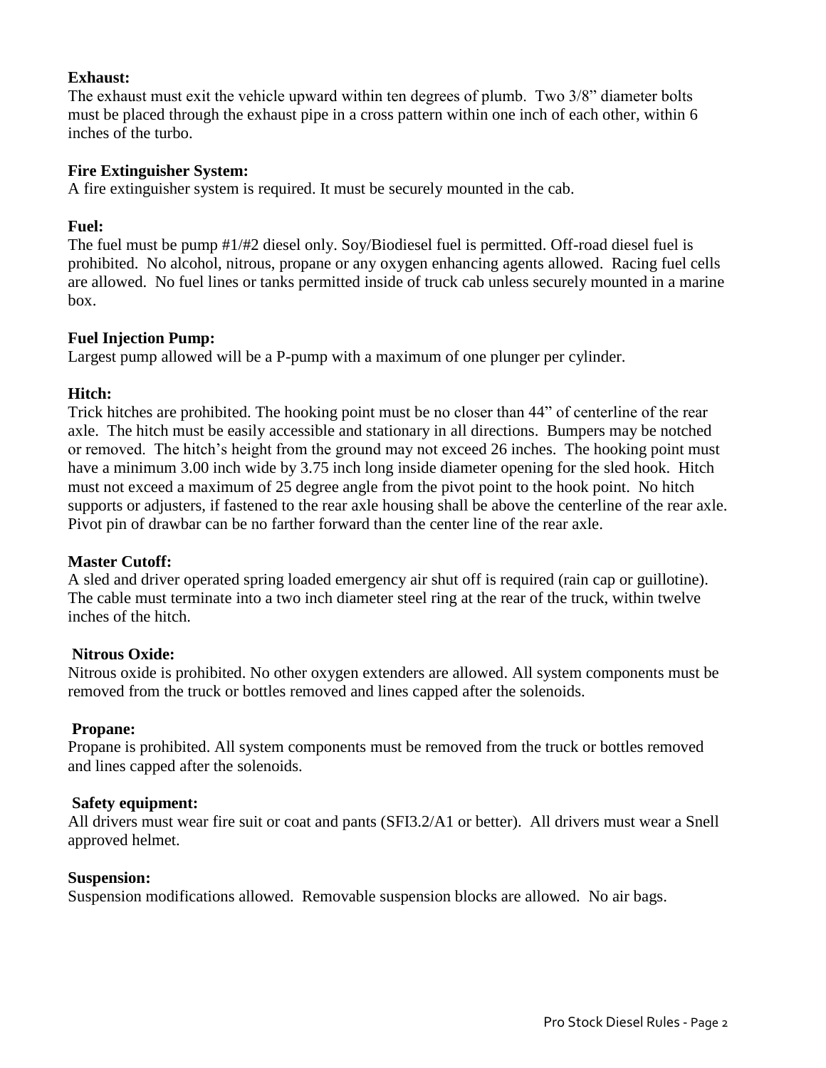**Exhaust:**
The exhaust must exit the vehicle upward within ten degrees of plumb. Two 3/8" diameter bolts must be placed through the exhaust pipe in a cross pattern within one inch of each other, within 6 inches of the turbo.

**Fire Extinguisher System:**
A fire extinguisher system is required. It must be securely mounted in the cab.

**Fuel:**
The fuel must be pump #1/#2 diesel only. Soy/Biodiesel fuel is permitted. Off-road diesel fuel is prohibited. No alcohol, nitrous, propane or any oxygen enhancing agents allowed. Racing fuel cells are allowed. No fuel lines or tanks permitted inside of truck cab unless securely mounted in a marine box.

**Fuel Injection Pump:**
Largest pump allowed will be a P-pump with a maximum of one plunger per cylinder.

**Hitch:**
Trick hitches are prohibited. The hooking point must be no closer than 44" of centerline of the rear axle. The hitch must be easily accessible and stationary in all directions. Bumpers may be notched or removed. The hitch's height from the ground may not exceed 26 inches. The hooking point must have a minimum 3.00 inch wide by 3.75 inch long inside diameter opening for the sled hook. Hitch must not exceed a maximum of 25 degree angle from the pivot point to the hook point. No hitch supports or adjusters, if fastened to the rear axle housing shall be above the centerline of the rear axle. Pivot pin of drawbar can be no farther forward than the center line of the rear axle.

**Master Cutoff:**
A sled and driver operated spring loaded emergency air shut off is required (rain cap or guillotine). The cable must terminate into a two inch diameter steel ring at the rear of the truck, within twelve inches of the hitch.

**Nitrous Oxide:**
Nitrous oxide is prohibited. No other oxygen extenders are allowed. All system components must be removed from the truck or bottles removed and lines capped after the solenoids.

**Propane:**
Propane is prohibited. All system components must be removed from the truck or bottles removed and lines capped after the solenoids.

**Safety equipment:**
All drivers must wear fire suit or coat and pants (SFI3.2/A1 or better). All drivers must wear a Snell approved helmet.

**Suspension:**
Suspension modifications allowed. Removable suspension blocks are allowed. No air bags.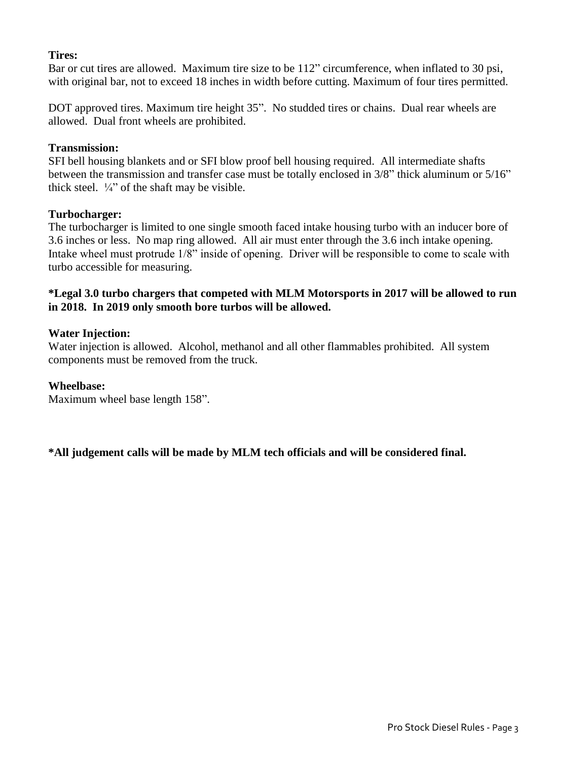**Tires:**
Bar or cut tires are allowed. Maximum tire size to be 112" circumference, when inflated to 30 psi, with original bar, not to exceed 18 inches in width before cutting. Maximum of four tires permitted.

DOT approved tires. Maximum tire height 35". No studded tires or chains. Dual rear wheels are allowed. Dual front wheels are prohibited.

**Transmission:**
SFI bell housing blankets and or SFI blow proof bell housing required. All intermediate shafts between the transmission and transfer case must be totally enclosed in 3/8" thick aluminum or 5/16" thick steel. ¼" of the shaft may be visible.

**Turbocharger:**
The turbocharger is limited to one single smooth faced intake housing turbo with an inducer bore of 3.6 inches or less. No map ring allowed. All air must enter through the 3.6 inch intake opening. Intake wheel must protrude 1/8" inside of opening. Driver will be responsible to come to scale with turbo accessible for measuring.

**\*Legal 3.0 turbo chargers that competed with MLM Motorsports in 2017 will be allowed to run in 2018. In 2019 only smooth bore turbos will be allowed.**

**Water Injection:**
Water injection is allowed. Alcohol, methanol and all other flammables prohibited. All system components must be removed from the truck.

**Wheelbase:**
Maximum wheel base length 158".

**\*All judgement calls will be made by MLM tech officials and will be considered final.**